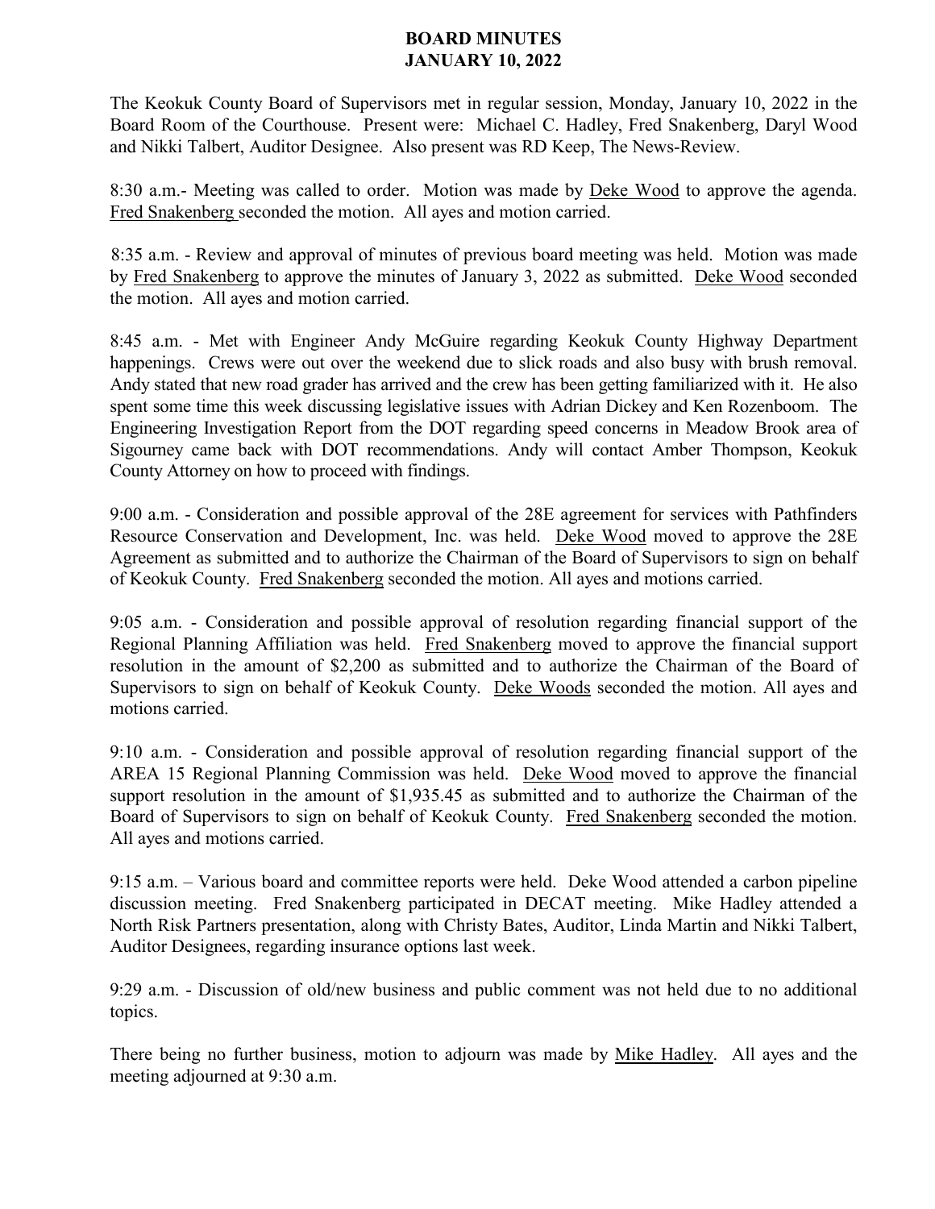# BOARD MINUTES
# JANUARY 10, 2022

The Keokuk County Board of Supervisors met in regular session, Monday, January 10, 2022 in the Board Room of the Courthouse. Present were: Michael C. Hadley, Fred Snakenberg, Daryl Wood and Nikki Talbert, Auditor Designee. Also present was RD Keep, The News-Review.

8:30 a.m.- Meeting was called to order. Motion was made by Deke Wood to approve the agenda. Fred Snakenberg seconded the motion. All ayes and motion carried.

8:35 a.m. - Review and approval of minutes of previous board meeting was held. Motion was made by Fred Snakenberg to approve the minutes of January 3, 2022 as submitted. Deke Wood seconded the motion. All ayes and motion carried.

8:45 a.m. - Met with Engineer Andy McGuire regarding Keokuk County Highway Department happenings. Crews were out over the weekend due to slick roads and also busy with brush removal. Andy stated that new road grader has arrived and the crew has been getting familiarized with it. He also spent some time this week discussing legislative issues with Adrian Dickey and Ken Rozenboom. The Engineering Investigation Report from the DOT regarding speed concerns in Meadow Brook area of Sigourney came back with DOT recommendations. Andy will contact Amber Thompson, Keokuk County Attorney on how to proceed with findings.

9:00 a.m. - Consideration and possible approval of the 28E agreement for services with Pathfinders Resource Conservation and Development, Inc. was held. Deke Wood moved to approve the 28E Agreement as submitted and to authorize the Chairman of the Board of Supervisors to sign on behalf of Keokuk County. Fred Snakenberg seconded the motion. All ayes and motions carried.

9:05 a.m. - Consideration and possible approval of resolution regarding financial support of the Regional Planning Affiliation was held. Fred Snakenberg moved to approve the financial support resolution in the amount of $2,200 as submitted and to authorize the Chairman of the Board of Supervisors to sign on behalf of Keokuk County. Deke Woods seconded the motion. All ayes and motions carried.

9:10 a.m. - Consideration and possible approval of resolution regarding financial support of the AREA 15 Regional Planning Commission was held. Deke Wood moved to approve the financial support resolution in the amount of $1,935.45 as submitted and to authorize the Chairman of the Board of Supervisors to sign on behalf of Keokuk County. Fred Snakenberg seconded the motion. All ayes and motions carried.

9:15 a.m. – Various board and committee reports were held. Deke Wood attended a carbon pipeline discussion meeting. Fred Snakenberg participated in DECAT meeting. Mike Hadley attended a North Risk Partners presentation, along with Christy Bates, Auditor, Linda Martin and Nikki Talbert, Auditor Designees, regarding insurance options last week.

9:29 a.m. - Discussion of old/new business and public comment was not held due to no additional topics.

There being no further business, motion to adjourn was made by Mike Hadley. All ayes and the meeting adjourned at 9:30 a.m.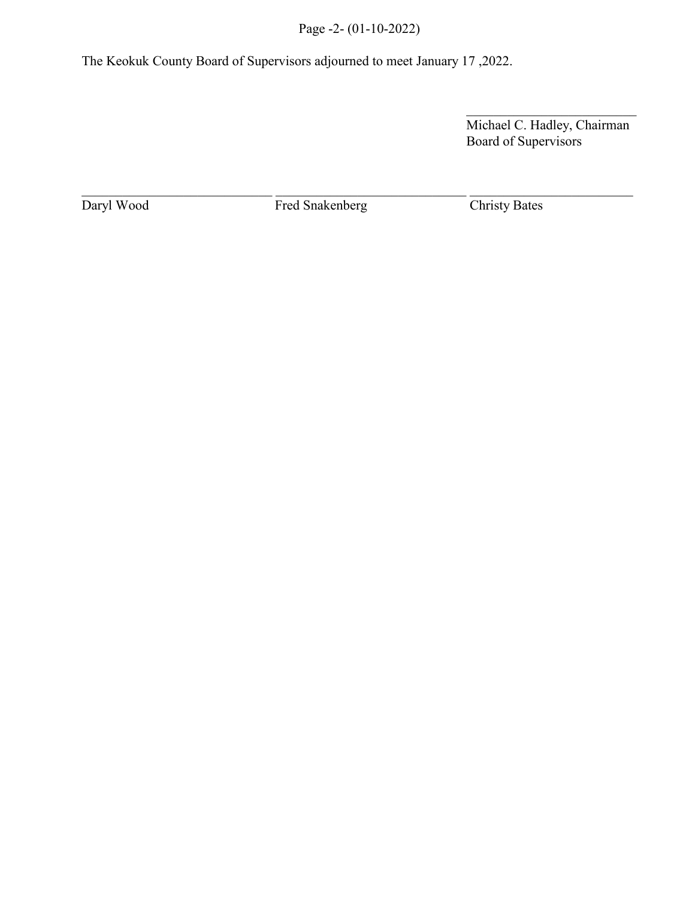The Keokuk County Board of Supervisors adjourned to meet January 17 ,2022.

\_\_\_\_\_\_\_\_\_\_\_\_\_\_\_\_\_\_\_\_\_\_\_\_\_
Michael C. Hadley, Chairman
Board of Supervisors

| | | |
|---|---|---|
| \_\_\_\_\_\_\_\_\_\_\_\_\_\_\_\_\_\_\_\_\_\_\_\_\_ | \_\_\_\_\_\_\_\_\_\_\_\_\_\_\_\_\_\_\_\_\_\_\_\_\_ | \_\_\_\_\_\_\_\_\_\_\_\_\_\_\_\_\_\_\_\_\_\_\_\_\_ |
| Daryl Wood | Fred Snakenberg | Christy Bates |